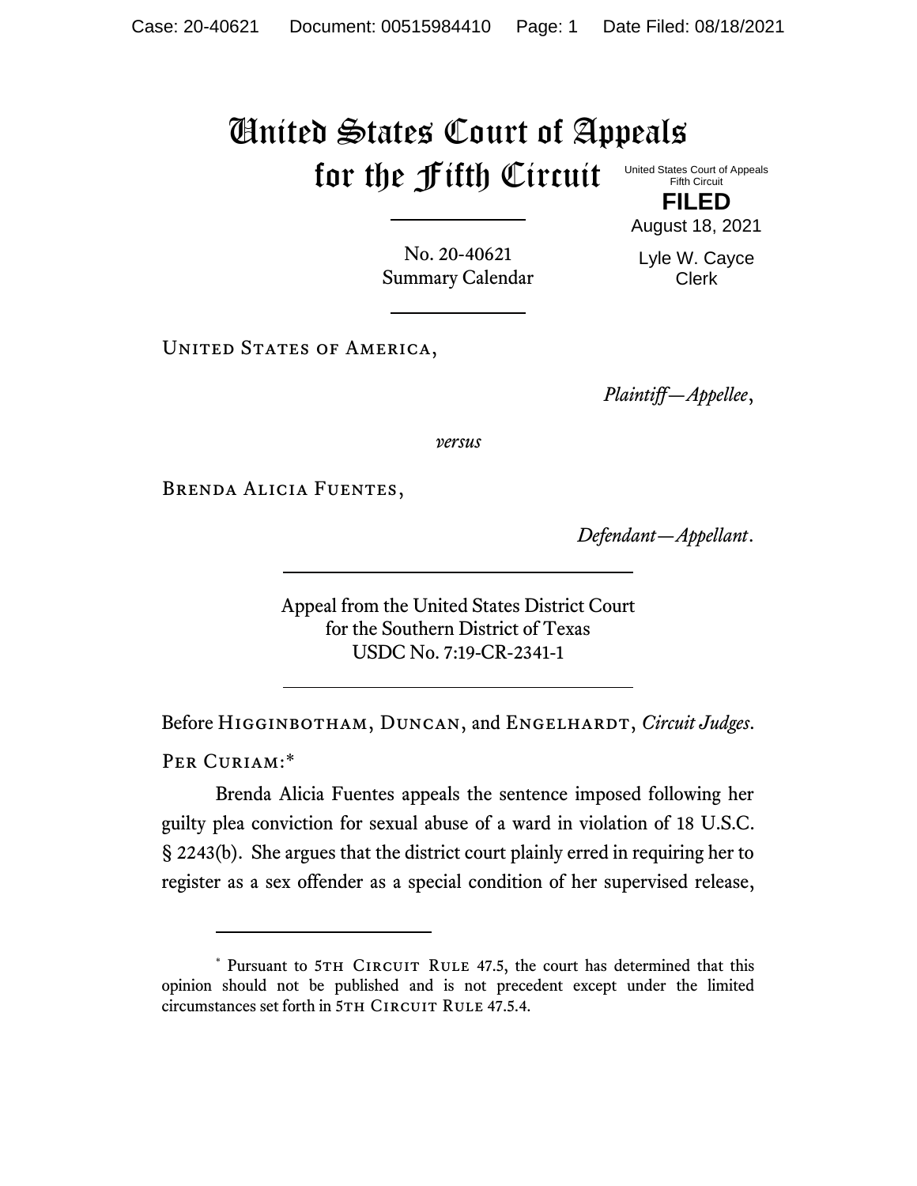# United States Court of Appeals for the Fifth Circuit

United States Court of Appeals
Fifth Circuit

**FILED**

August 18, 2021

Lyle W. Cayce
Clerk

No. 20-40621
Summary Calendar

---

United States of America,

*Plaintiff—Appellee*,

*versus*

Brenda Alicia Fuentes,

*Defendant—Appellant*.

---

Appeal from the United States District Court
for the Southern District of Texas
USDC No. 7:19-CR-2341-1

---

Before Higginbotham, Duncan, and Engelhardt, *Circuit Judges*.

Per Curiam:*

Brenda Alicia Fuentes appeals the sentence imposed following her guilty plea conviction for sexual abuse of a ward in violation of 18 U.S.C. § 2243(b). She argues that the district court plainly erred in requiring her to register as a sex offender as a special condition of her supervised release,

---

* Pursuant to 5th Circuit Rule 47.5, the court has determined that this opinion should not be published and is not precedent except under the limited circumstances set forth in 5th Circuit Rule 47.5.4.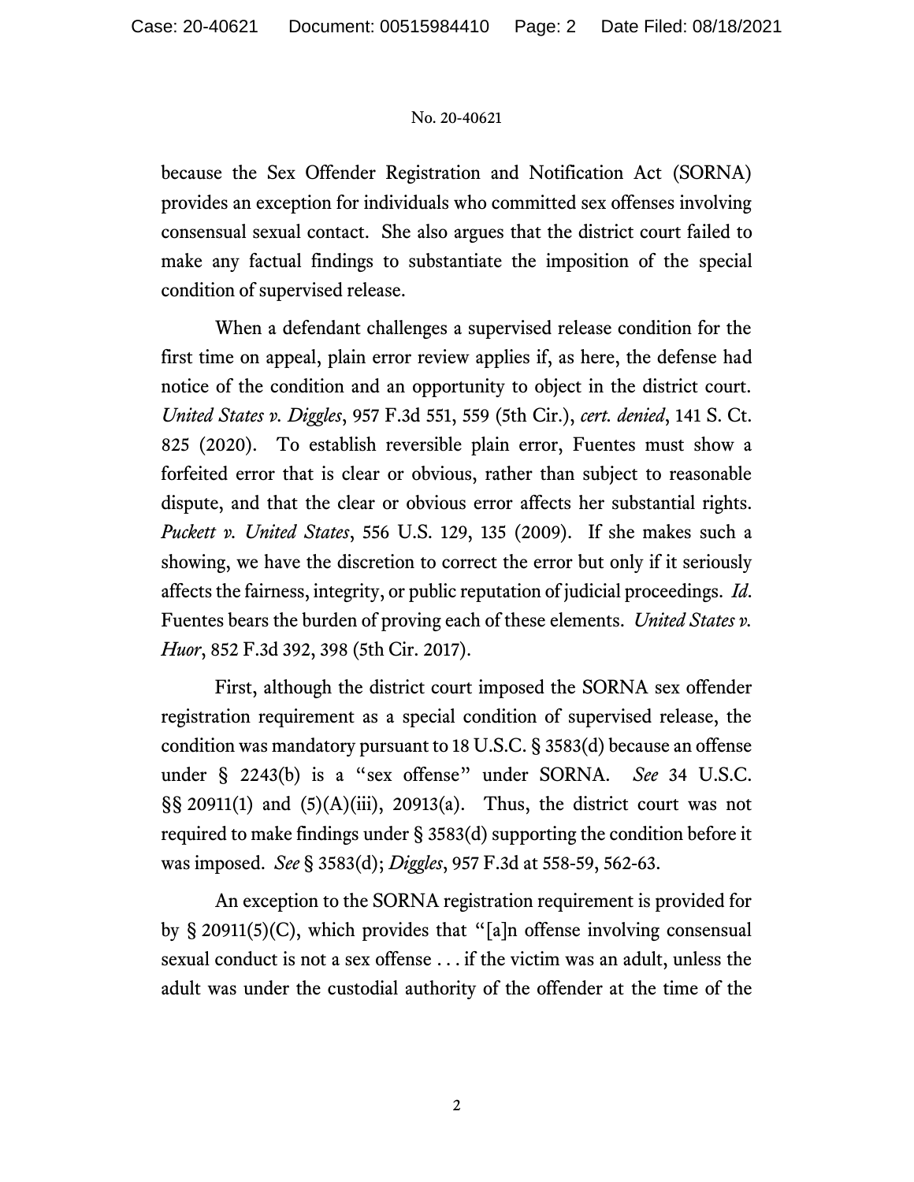because the Sex Offender Registration and Notification Act (SORNA) provides an exception for individuals who committed sex offenses involving consensual sexual contact. She also argues that the district court failed to make any factual findings to substantiate the imposition of the special condition of supervised release.

When a defendant challenges a supervised release condition for the first time on appeal, plain error review applies if, as here, the defense had notice of the condition and an opportunity to object in the district court. *United States v. Diggles*, 957 F.3d 551, 559 (5th Cir.), *cert. denied*, 141 S. Ct. 825 (2020). To establish reversible plain error, Fuentes must show a forfeited error that is clear or obvious, rather than subject to reasonable dispute, and that the clear or obvious error affects her substantial rights. *Puckett v. United States*, 556 U.S. 129, 135 (2009). If she makes such a showing, we have the discretion to correct the error but only if it seriously affects the fairness, integrity, or public reputation of judicial proceedings. *Id.* Fuentes bears the burden of proving each of these elements. *United States v. Huor*, 852 F.3d 392, 398 (5th Cir. 2017).

First, although the district court imposed the SORNA sex offender registration requirement as a special condition of supervised release, the condition was mandatory pursuant to 18 U.S.C. § 3583(d) because an offense under § 2243(b) is a "sex offense" under SORNA. *See* 34 U.S.C. §§ 20911(1) and (5)(A)(iii), 20913(a). Thus, the district court was not required to make findings under § 3583(d) supporting the condition before it was imposed. *See* § 3583(d); *Diggles*, 957 F.3d at 558-59, 562-63.

An exception to the SORNA registration requirement is provided for by § 20911(5)(C), which provides that "[a]n offense involving consensual sexual conduct is not a sex offense . . . if the victim was an adult, unless the adult was under the custodial authority of the offender at the time of the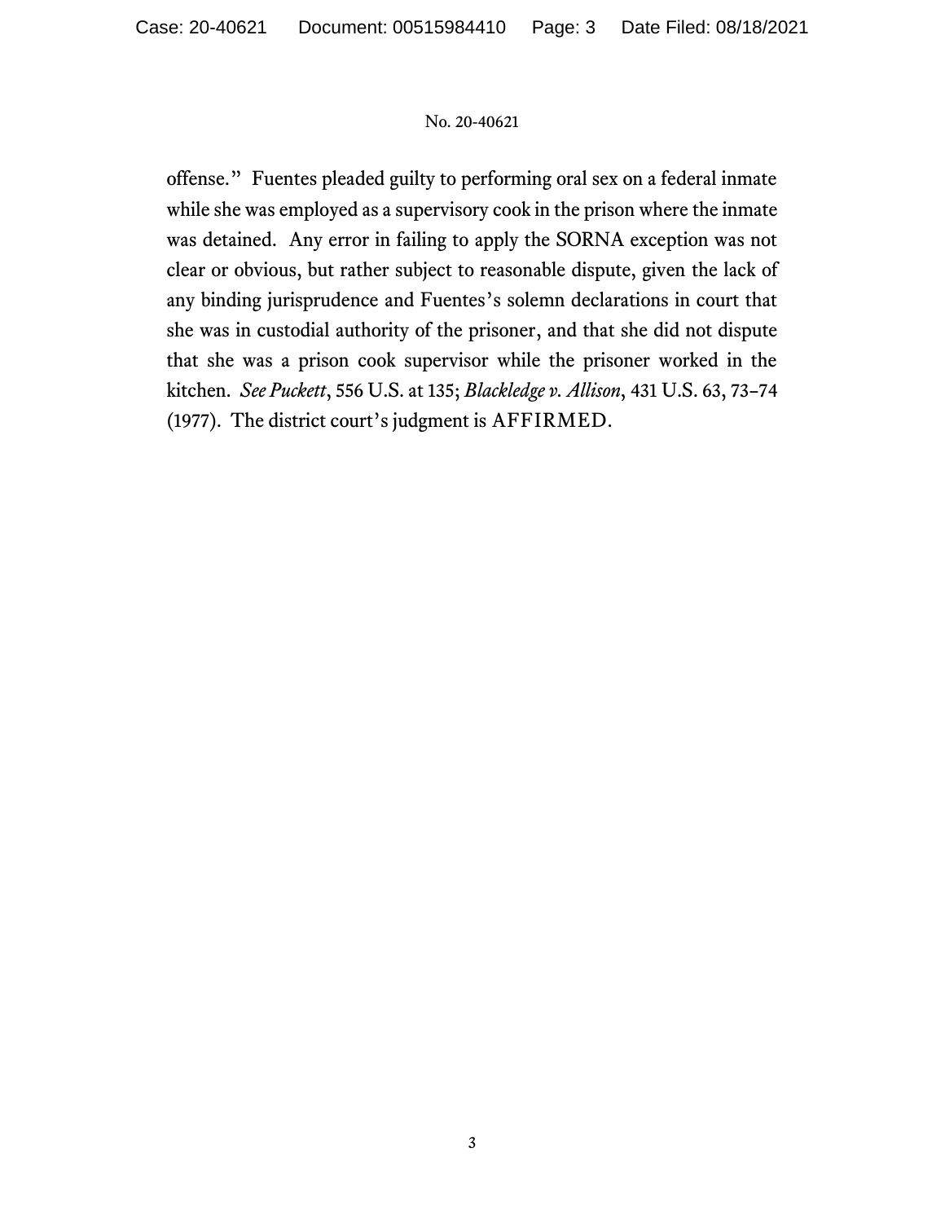offense." Fuentes pleaded guilty to performing oral sex on a federal inmate while she was employed as a supervisory cook in the prison where the inmate was detained. Any error in failing to apply the SORNA exception was not clear or obvious, but rather subject to reasonable dispute, given the lack of any binding jurisprudence and Fuentes's solemn declarations in court that she was in custodial authority of the prisoner, and that she did not dispute that she was a prison cook supervisor while the prisoner worked in the kitchen. *See Puckett*, 556 U.S. at 135; *Blackledge v. Allison*, 431 U.S. 63, 73–74 (1977). The district court's judgment is AFFIRMED.